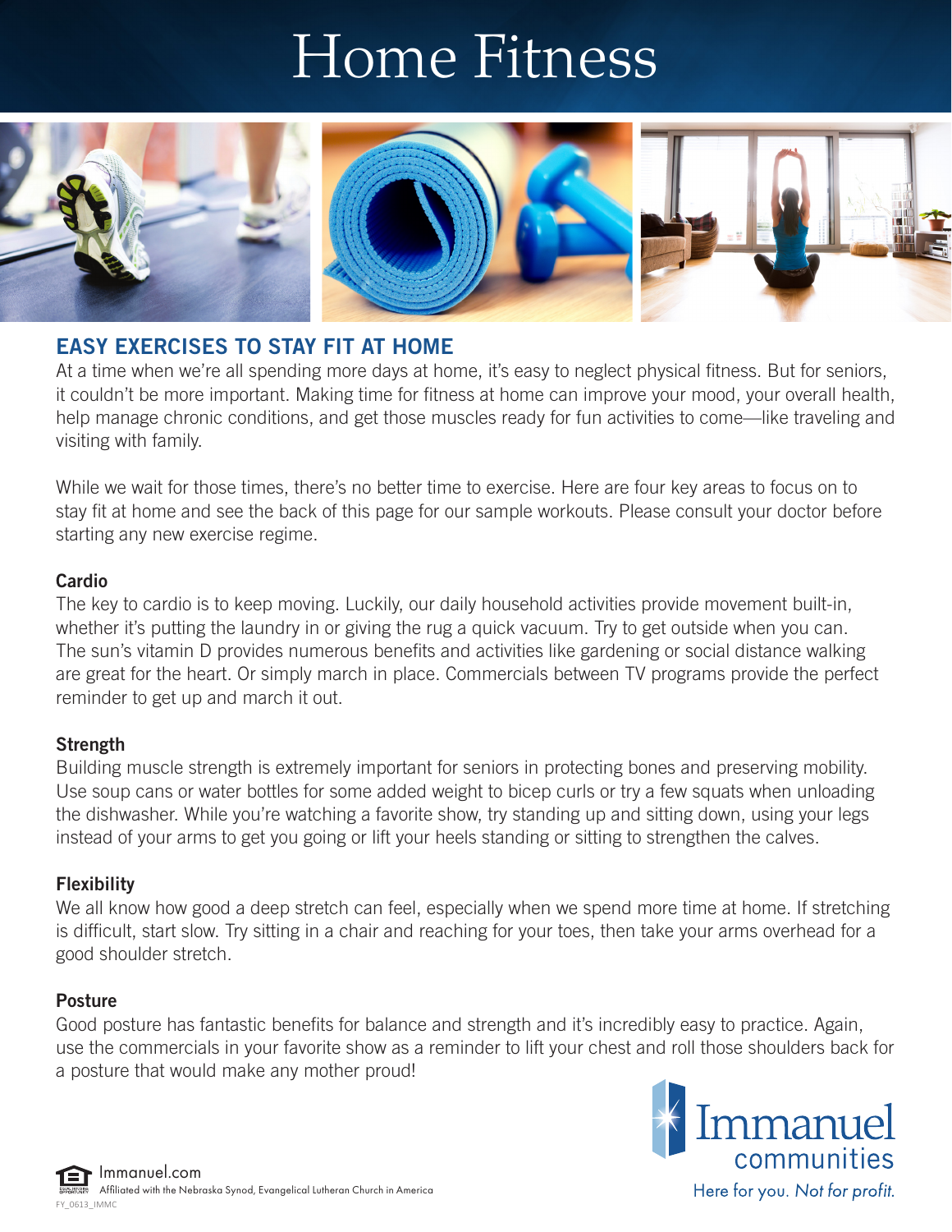# Home Fitness

## EASY EXERCISES TO STAY FIT AT HOME

At a time when we're all spending more days at home, it's easy to neglect physical fitness. But for seniors, it couldn't be more important. Making time for fitness at home can improve your mood, your overall health, help manage chronic conditions, and get those muscles ready for fun activities to come—like traveling and visiting with family.

While we wait for those times, there's no better time to exercise. Here are four key areas to focus on to stay fit at home and see the back of this page for our sample workouts. Please consult your doctor before starting any new exercise regime.

### Cardio

The key to cardio is to keep moving. Luckily, our daily household activities provide movement built-in, whether it's putting the laundry in or giving the rug a quick vacuum. Try to get outside when you can. The sun's vitamin D provides numerous benefits and activities like gardening or social distance walking are great for the heart. Or simply march in place. Commercials between TV programs provide the perfect reminder to get up and march it out.

### Strength

Building muscle strength is extremely important for seniors in protecting bones and preserving mobility. Use soup cans or water bottles for some added weight to bicep curls or try a few squats when unloading the dishwasher. While you're watching a favorite show, try standing up and sitting down, using your legs instead of your arms to get you going or lift your heels standing or sitting to strengthen the calves.

### Flexibility

We all know how good a deep stretch can feel, especially when we spend more time at home. If stretching is difficult, start slow. Try sitting in a chair and reaching for your toes, then take your arms overhead for a good shoulder stretch.

### Posture

Good posture has fantastic benefits for balance and strength and it's incredibly easy to practice. Again, use the commercials in your favorite show as a reminder to lift your chest and roll those shoulders back for a posture that would make any mother proud!

Immanuel.com
Affiliated with the Nebraska Synod, Evangelical Lutheran Church in America

Immanuel communities
Here for you. *Not for profit.*

FY_0613_IMMC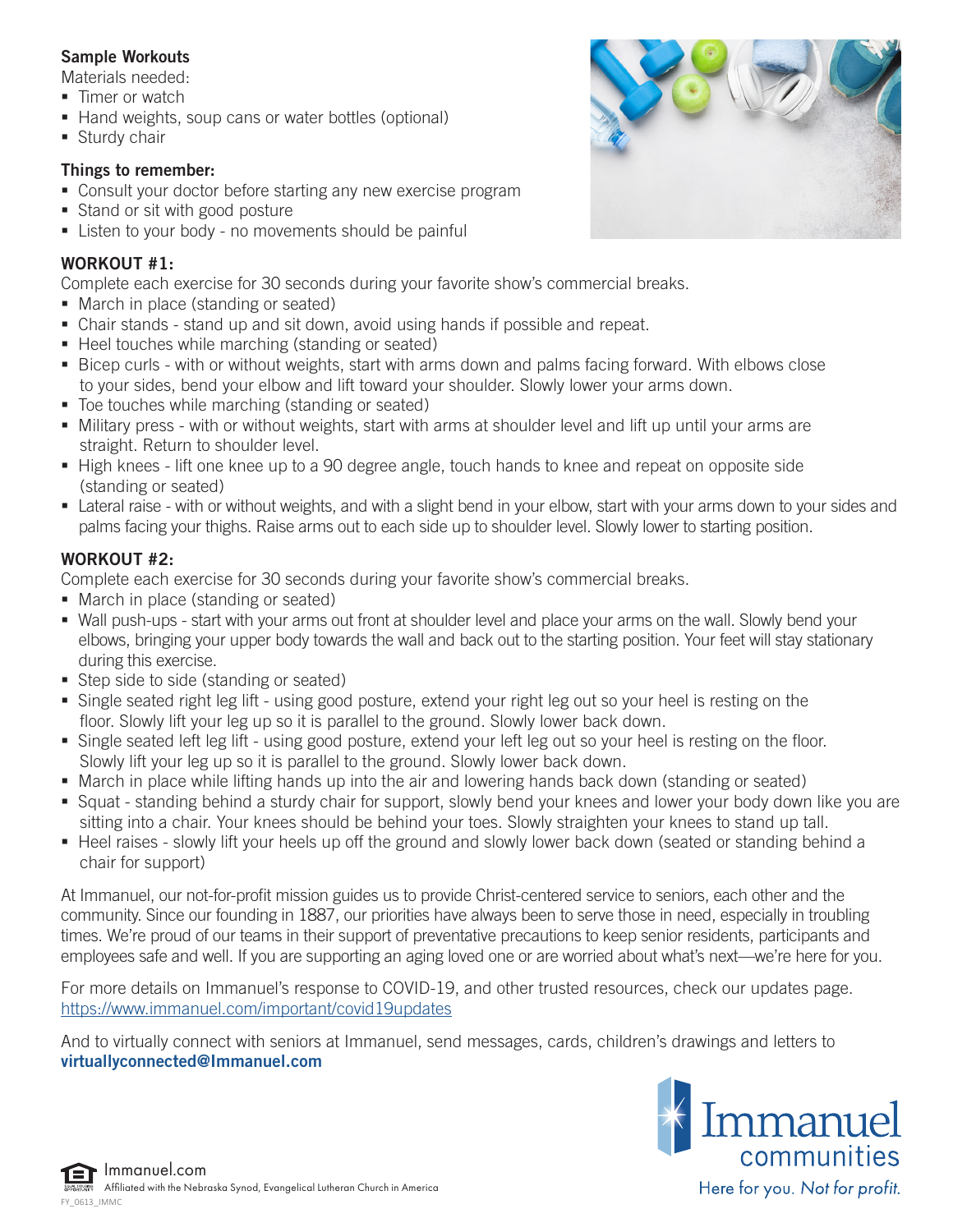**Sample Workouts**

Materials needed:

- Timer or watch
- Hand weights, soup cans or water bottles (optional)
- Sturdy chair

**Things to remember:**

- Consult your doctor before starting any new exercise program
- Stand or sit with good posture
- Listen to your body - no movements should be painful

**WORKOUT #1:**

Complete each exercise for 30 seconds during your favorite show's commercial breaks.

- March in place (standing or seated)
- Chair stands - stand up and sit down, avoid using hands if possible and repeat.
- Heel touches while marching (standing or seated)
- Bicep curls - with or without weights, start with arms down and palms facing forward. With elbows close to your sides, bend your elbow and lift toward your shoulder. Slowly lower your arms down.
- Toe touches while marching (standing or seated)
- Military press - with or without weights, start with arms at shoulder level and lift up until your arms are straight. Return to shoulder level.
- High knees - lift one knee up to a 90 degree angle, touch hands to knee and repeat on opposite side (standing or seated)
- Lateral raise - with or without weights, and with a slight bend in your elbow, start with your arms down to your sides and palms facing your thighs. Raise arms out to each side up to shoulder level. Slowly lower to starting position.

**WORKOUT #2:**

Complete each exercise for 30 seconds during your favorite show's commercial breaks.

- March in place (standing or seated)
- Wall push-ups - start with your arms out front at shoulder level and place your arms on the wall. Slowly bend your elbows, bringing your upper body towards the wall and back out to the starting position. Your feet will stay stationary during this exercise.
- Step side to side (standing or seated)
- Single seated right leg lift - using good posture, extend your right leg out so your heel is resting on the floor. Slowly lift your leg up so it is parallel to the ground. Slowly lower back down.
- Single seated left leg lift - using good posture, extend your left leg out so your heel is resting on the floor. Slowly lift your leg up so it is parallel to the ground. Slowly lower back down.
- March in place while lifting hands up into the air and lowering hands back down (standing or seated)
- Squat - standing behind a sturdy chair for support, slowly bend your knees and lower your body down like you are sitting into a chair. Your knees should be behind your toes. Slowly straighten your knees to stand up tall.
- Heel raises - slowly lift your heels up off the ground and slowly lower back down (seated or standing behind a chair for support)

At Immanuel, our not-for-profit mission guides us to provide Christ-centered service to seniors, each other and the community. Since our founding in 1887, our priorities have always been to serve those in need, especially in troubling times. We're proud of our teams in their support of preventative precautions to keep senior residents, participants and employees safe and well. If you are supporting an aging loved one or are worried about what's next—we're here for you.

For more details on Immanuel's response to COVID-19, and other trusted resources, check our updates page. https://www.immanuel.com/important/covid19updates

And to virtually connect with seniors at Immanuel, send messages, cards, children's drawings and letters to **virtuallyconnected@Immanuel.com**

Immanuel.com

Affiliated with the Nebraska Synod, Evangelical Lutheran Church in America

FY_0613_IMMC

Immanuel communities

Here for you. *Not for profit.*